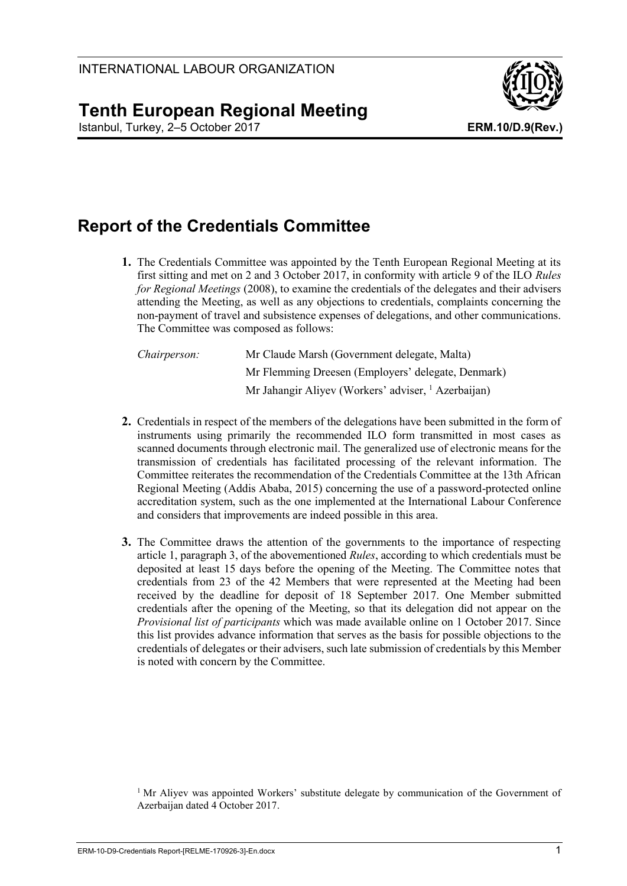INTERNATIONAL LABOUR ORGANIZATION

# Tenth European Regional Meeting

Istanbul, Turkey, 2–5 October 2017

**ERM.10/D.9(Rev.)**

## Report of the Credentials Committee

**1.** The Credentials Committee was appointed by the Tenth European Regional Meeting at its first sitting and met on 2 and 3 October 2017, in conformity with article 9 of the ILO *Rules for Regional Meetings* (2008), to examine the credentials of the delegates and their advisers attending the Meeting, as well as any objections to credentials, complaints concerning the non-payment of travel and subsistence expenses of delegations, and other communications. The Committee was composed as follows:

| | |
|---|---|
| *Chairperson:* | Mr Claude Marsh (Government delegate, Malta) |
| | Mr Flemming Dreesen (Employers' delegate, Denmark) |
| | Mr Jahangir Aliyev (Workers' adviser, [1] Azerbaijan) |

**2.** Credentials in respect of the members of the delegations have been submitted in the form of instruments using primarily the recommended ILO form transmitted in most cases as scanned documents through electronic mail. The generalized use of electronic means for the transmission of credentials has facilitated processing of the relevant information. The Committee reiterates the recommendation of the Credentials Committee at the 13th African Regional Meeting (Addis Ababa, 2015) concerning the use of a password-protected online accreditation system, such as the one implemented at the International Labour Conference and considers that improvements are indeed possible in this area.

**3.** The Committee draws the attention of the governments to the importance of respecting article 1, paragraph 3, of the abovementioned *Rules*, according to which credentials must be deposited at least 15 days before the opening of the Meeting. The Committee notes that credentials from 23 of the 42 Members that were represented at the Meeting had been received by the deadline for deposit of 18 September 2017. One Member submitted credentials after the opening of the Meeting, so that its delegation did not appear on the *Provisional list of participants* which was made available online on 1 October 2017. Since this list provides advance information that serves as the basis for possible objections to the credentials of delegates or their advisers, such late submission of credentials by this Member is noted with concern by the Committee.

[1] Mr Aliyev was appointed Workers' substitute delegate by communication of the Government of Azerbaijan dated 4 October 2017.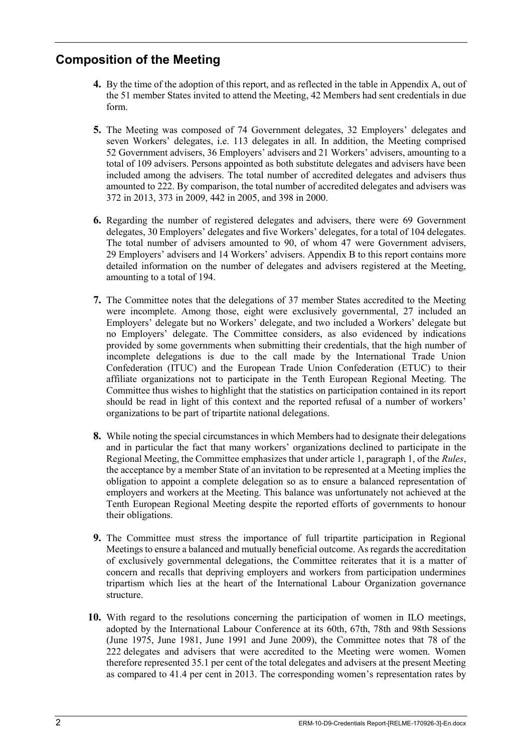## Composition of the Meeting

**4.** By the time of the adoption of this report, and as reflected in the table in Appendix A, out of the 51 member States invited to attend the Meeting, 42 Members had sent credentials in due form.

**5.** The Meeting was composed of 74 Government delegates, 32 Employers' delegates and seven Workers' delegates, i.e. 113 delegates in all. In addition, the Meeting comprised 52 Government advisers, 36 Employers' advisers and 21 Workers' advisers, amounting to a total of 109 advisers. Persons appointed as both substitute delegates and advisers have been included among the advisers. The total number of accredited delegates and advisers thus amounted to 222. By comparison, the total number of accredited delegates and advisers was 372 in 2013, 373 in 2009, 442 in 2005, and 398 in 2000.

**6.** Regarding the number of registered delegates and advisers, there were 69 Government delegates, 30 Employers' delegates and five Workers' delegates, for a total of 104 delegates. The total number of advisers amounted to 90, of whom 47 were Government advisers, 29 Employers' advisers and 14 Workers' advisers. Appendix B to this report contains more detailed information on the number of delegates and advisers registered at the Meeting, amounting to a total of 194.

**7.** The Committee notes that the delegations of 37 member States accredited to the Meeting were incomplete. Among those, eight were exclusively governmental, 27 included an Employers' delegate but no Workers' delegate, and two included a Workers' delegate but no Employers' delegate. The Committee considers, as also evidenced by indications provided by some governments when submitting their credentials, that the high number of incomplete delegations is due to the call made by the International Trade Union Confederation (ITUC) and the European Trade Union Confederation (ETUC) to their affiliate organizations not to participate in the Tenth European Regional Meeting. The Committee thus wishes to highlight that the statistics on participation contained in its report should be read in light of this context and the reported refusal of a number of workers' organizations to be part of tripartite national delegations.

**8.** While noting the special circumstances in which Members had to designate their delegations and in particular the fact that many workers' organizations declined to participate in the Regional Meeting, the Committee emphasizes that under article 1, paragraph 1, of the *Rules*, the acceptance by a member State of an invitation to be represented at a Meeting implies the obligation to appoint a complete delegation so as to ensure a balanced representation of employers and workers at the Meeting. This balance was unfortunately not achieved at the Tenth European Regional Meeting despite the reported efforts of governments to honour their obligations.

**9.** The Committee must stress the importance of full tripartite participation in Regional Meetings to ensure a balanced and mutually beneficial outcome. As regards the accreditation of exclusively governmental delegations, the Committee reiterates that it is a matter of concern and recalls that depriving employers and workers from participation undermines tripartism which lies at the heart of the International Labour Organization governance structure.

**10.** With regard to the resolutions concerning the participation of women in ILO meetings, adopted by the International Labour Conference at its 60th, 67th, 78th and 98th Sessions (June 1975, June 1981, June 1991 and June 2009), the Committee notes that 78 of the 222 delegates and advisers that were accredited to the Meeting were women. Women therefore represented 35.1 per cent of the total delegates and advisers at the present Meeting as compared to 41.4 per cent in 2013. The corresponding women's representation rates by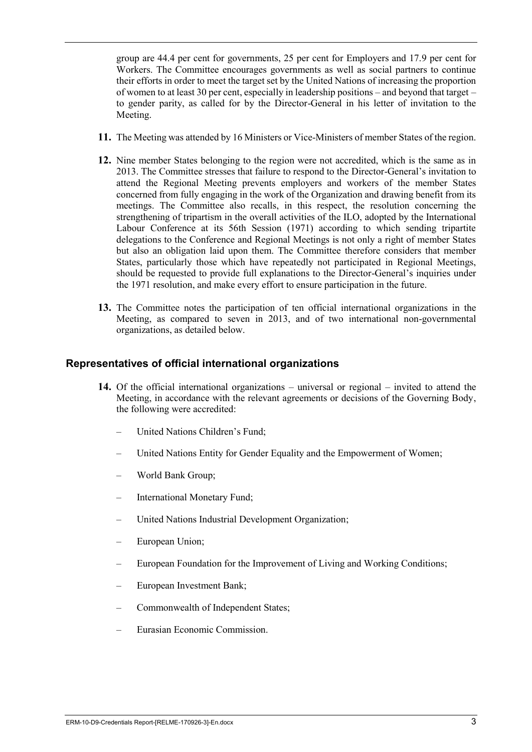group are 44.4 per cent for governments, 25 per cent for Employers and 17.9 per cent for Workers. The Committee encourages governments as well as social partners to continue their efforts in order to meet the target set by the United Nations of increasing the proportion of women to at least 30 per cent, especially in leadership positions – and beyond that target – to gender parity, as called for by the Director-General in his letter of invitation to the Meeting.

**11.** The Meeting was attended by 16 Ministers or Vice-Ministers of member States of the region.

**12.** Nine member States belonging to the region were not accredited, which is the same as in 2013. The Committee stresses that failure to respond to the Director-General's invitation to attend the Regional Meeting prevents employers and workers of the member States concerned from fully engaging in the work of the Organization and drawing benefit from its meetings. The Committee also recalls, in this respect, the resolution concerning the strengthening of tripartism in the overall activities of the ILO, adopted by the International Labour Conference at its 56th Session (1971) according to which sending tripartite delegations to the Conference and Regional Meetings is not only a right of member States but also an obligation laid upon them. The Committee therefore considers that member States, particularly those which have repeatedly not participated in Regional Meetings, should be requested to provide full explanations to the Director-General's inquiries under the 1971 resolution, and make every effort to ensure participation in the future.

**13.** The Committee notes the participation of ten official international organizations in the Meeting, as compared to seven in 2013, and of two international non-governmental organizations, as detailed below.

### Representatives of official international organizations

**14.** Of the official international organizations – universal or regional – invited to attend the Meeting, in accordance with the relevant agreements or decisions of the Governing Body, the following were accredited:

- United Nations Children's Fund;
- United Nations Entity for Gender Equality and the Empowerment of Women;
- World Bank Group;
- International Monetary Fund;
- United Nations Industrial Development Organization;
- European Union;
- European Foundation for the Improvement of Living and Working Conditions;
- European Investment Bank;
- Commonwealth of Independent States;
- Eurasian Economic Commission.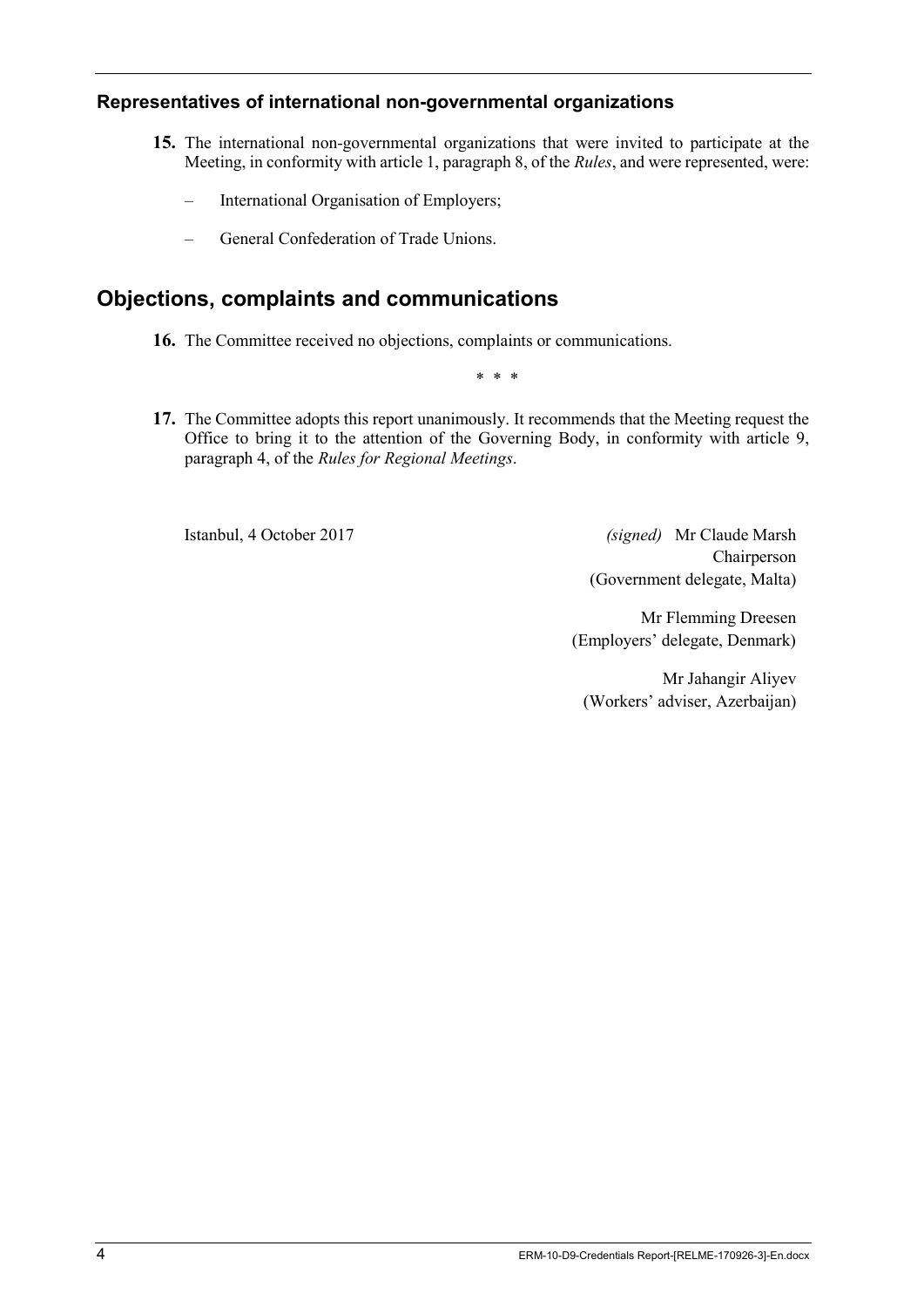### Representatives of international non-governmental organizations

**15.** The international non-governmental organizations that were invited to participate at the Meeting, in conformity with article 1, paragraph 8, of the *Rules*, and were represented, were:

– International Organisation of Employers;

– General Confederation of Trade Unions.

## Objections, complaints and communications

**16.** The Committee received no objections, complaints or communications.

\* \* \*

**17.** The Committee adopts this report unanimously. It recommends that the Meeting request the Office to bring it to the attention of the Governing Body, in conformity with article 9, paragraph 4, of the *Rules for Regional Meetings*.

Istanbul, 4 October 2017

*(signed)* Mr Claude Marsh
Chairperson
(Government delegate, Malta)

Mr Flemming Dreesen
(Employers' delegate, Denmark)

Mr Jahangir Aliyev
(Workers' adviser, Azerbaijan)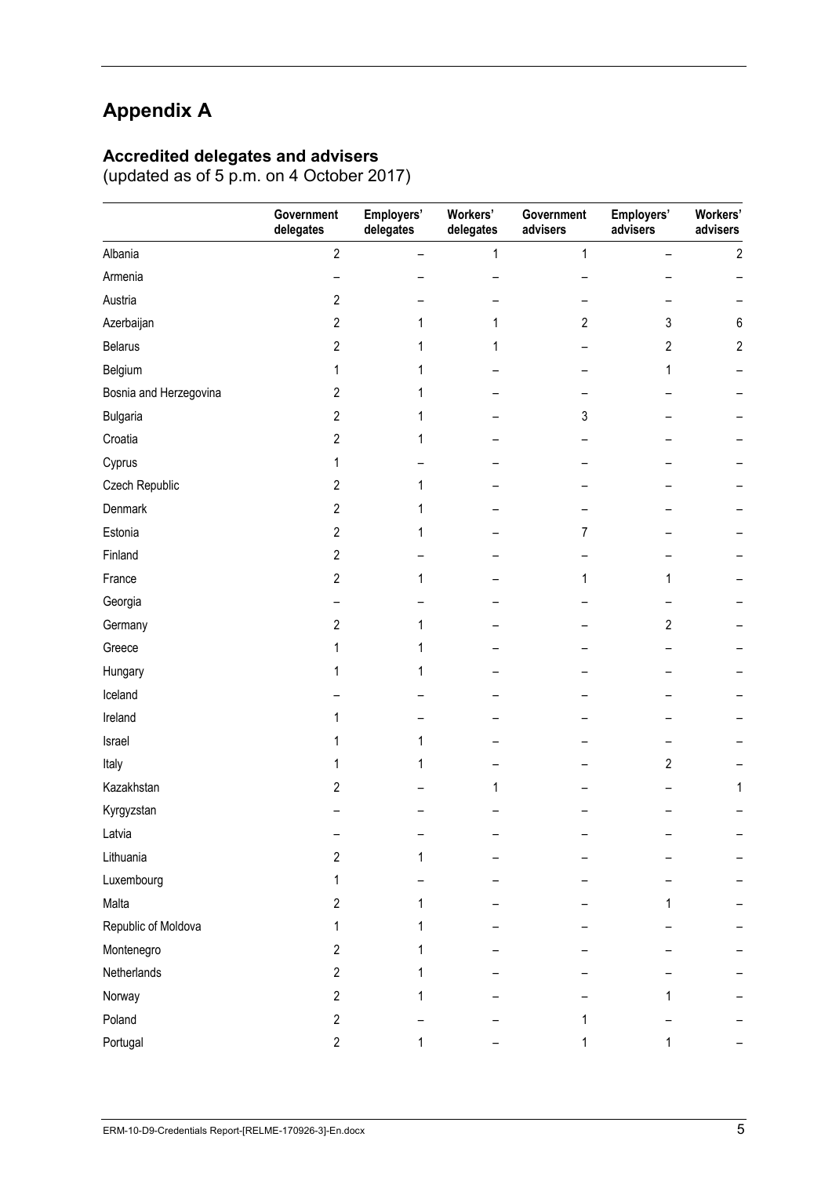# Appendix A

## Accredited delegates and advisers

(updated as of 5 p.m. on 4 October 2017)

| | Government delegates | Employers' delegates | Workers' delegates | Government advisers | Employers' advisers | Workers' advisers |
|---|---|---|---|---|---|---|
| Albania | 2 | – | 1 | 1 | – | 2 |
| Armenia | – | – | – | – | – | – |
| Austria | 2 | – | – | – | – | – |
| Azerbaijan | 2 | 1 | 1 | 2 | 3 | 6 |
| Belarus | 2 | 1 | 1 | – | 2 | 2 |
| Belgium | 1 | 1 | – | – | 1 | – |
| Bosnia and Herzegovina | 2 | 1 | – | – | – | – |
| Bulgaria | 2 | 1 | – | 3 | – | – |
| Croatia | 2 | 1 | – | – | – | – |
| Cyprus | 1 | – | – | – | – | – |
| Czech Republic | 2 | 1 | – | – | – | – |
| Denmark | 2 | 1 | – | – | – | – |
| Estonia | 2 | 1 | – | 7 | – | – |
| Finland | 2 | – | – | – | – | – |
| France | 2 | 1 | – | 1 | 1 | – |
| Georgia | – | – | – | – | – | – |
| Germany | 2 | 1 | – | – | 2 | – |
| Greece | 1 | 1 | – | – | – | – |
| Hungary | 1 | 1 | – | – | – | – |
| Iceland | – | – | – | – | – | – |
| Ireland | 1 | – | – | – | – | – |
| Israel | 1 | 1 | – | – | – | – |
| Italy | 1 | 1 | – | – | 2 | – |
| Kazakhstan | 2 | – | 1 | – | – | 1 |
| Kyrgyzstan | – | – | – | – | – | – |
| Latvia | – | – | – | – | – | – |
| Lithuania | 2 | 1 | – | – | – | – |
| Luxembourg | 1 | – | – | – | – | – |
| Malta | 2 | 1 | – | – | 1 | – |
| Republic of Moldova | 1 | 1 | – | – | – | – |
| Montenegro | 2 | 1 | – | – | – | – |
| Netherlands | 2 | 1 | – | – | – | – |
| Norway | 2 | 1 | – | – | 1 | – |
| Poland | 2 | – | – | 1 | – | – |
| Portugal | 2 | 1 | – | 1 | 1 | – |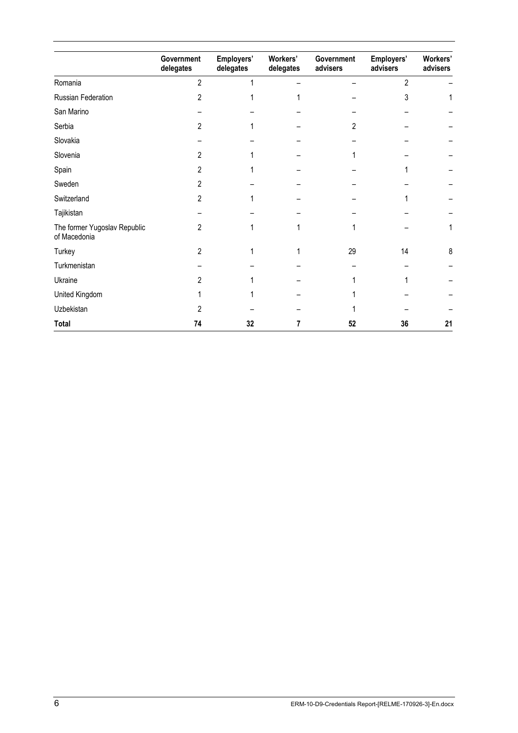| | Government delegates | Employers' delegates | Workers' delegates | Government advisers | Employers' advisers | Workers' advisers |
|---|---|---|---|---|---|---|
| Romania | 2 | 1 | – | – | 2 | – |
| Russian Federation | 2 | 1 | 1 | – | 3 | 1 |
| San Marino | – | – | – | – | – | – |
| Serbia | 2 | 1 | – | 2 | – | – |
| Slovakia | – | – | – | – | – | – |
| Slovenia | 2 | 1 | – | 1 | – | – |
| Spain | 2 | 1 | – | – | 1 | – |
| Sweden | 2 | – | – | – | – | – |
| Switzerland | 2 | 1 | – | – | 1 | – |
| Tajikistan | – | – | – | – | – | – |
| The former Yugoslav Republic of Macedonia | 2 | 1 | 1 | 1 | – | 1 |
| Turkey | 2 | 1 | 1 | 29 | 14 | 8 |
| Turkmenistan | – | – | – | – | – | – |
| Ukraine | 2 | 1 | – | 1 | 1 | – |
| United Kingdom | 1 | 1 | – | 1 | – | – |
| Uzbekistan | 2 | – | – | 1 | – | – |
| **Total** | **74** | **32** | **7** | **52** | **36** | **21** |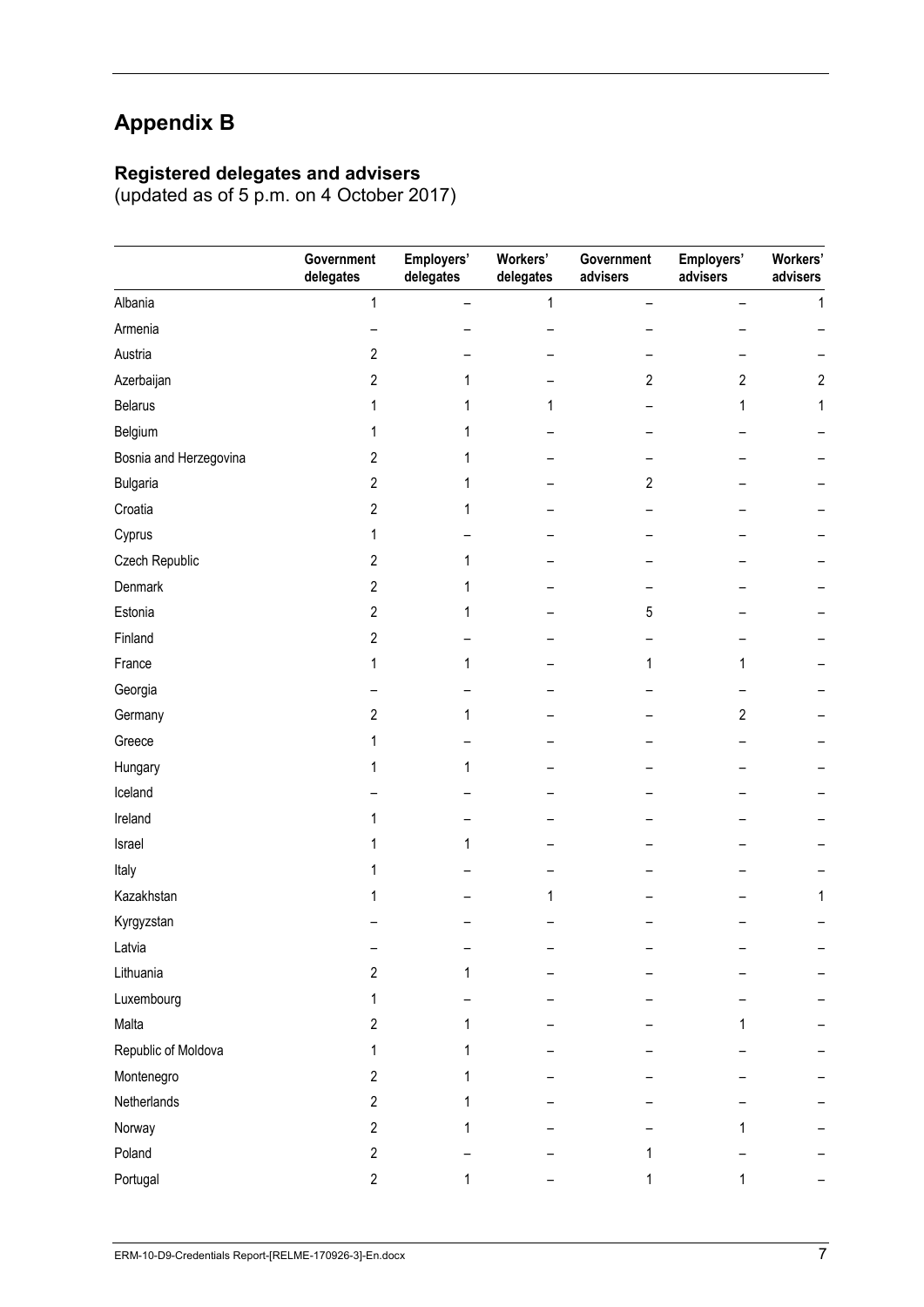# Appendix B

## Registered delegates and advisers

(updated as of 5 p.m. on 4 October 2017)

| | Government delegates | Employers' delegates | Workers' delegates | Government advisers | Employers' advisers | Workers' advisers |
|---|---|---|---|---|---|---|
| Albania | 1 | – | 1 | – | – | 1 |
| Armenia | – | – | – | – | – | – |
| Austria | 2 | – | – | – | – | – |
| Azerbaijan | 2 | 1 | – | 2 | 2 | 2 |
| Belarus | 1 | 1 | 1 | – | 1 | 1 |
| Belgium | 1 | 1 | – | – | – | – |
| Bosnia and Herzegovina | 2 | 1 | – | – | – | – |
| Bulgaria | 2 | 1 | – | 2 | – | – |
| Croatia | 2 | 1 | – | – | – | – |
| Cyprus | 1 | – | – | – | – | – |
| Czech Republic | 2 | 1 | – | – | – | – |
| Denmark | 2 | 1 | – | – | – | – |
| Estonia | 2 | 1 | – | 5 | – | – |
| Finland | 2 | – | – | – | – | – |
| France | 1 | 1 | – | 1 | 1 | – |
| Georgia | – | – | – | – | – | – |
| Germany | 2 | 1 | – | – | 2 | – |
| Greece | 1 | – | – | – | – | – |
| Hungary | 1 | 1 | – | – | – | – |
| Iceland | – | – | – | – | – | – |
| Ireland | 1 | – | – | – | – | – |
| Israel | 1 | 1 | – | – | – | – |
| Italy | 1 | – | – | – | – | – |
| Kazakhstan | 1 | – | 1 | – | – | 1 |
| Kyrgyzstan | – | – | – | – | – | – |
| Latvia | – | – | – | – | – | – |
| Lithuania | 2 | 1 | – | – | – | – |
| Luxembourg | 1 | – | – | – | – | – |
| Malta | 2 | 1 | – | – | 1 | – |
| Republic of Moldova | 1 | 1 | – | – | – | – |
| Montenegro | 2 | 1 | – | – | – | – |
| Netherlands | 2 | 1 | – | – | – | – |
| Norway | 2 | 1 | – | – | 1 | – |
| Poland | 2 | – | – | 1 | – | – |
| Portugal | 2 | 1 | – | 1 | 1 | – |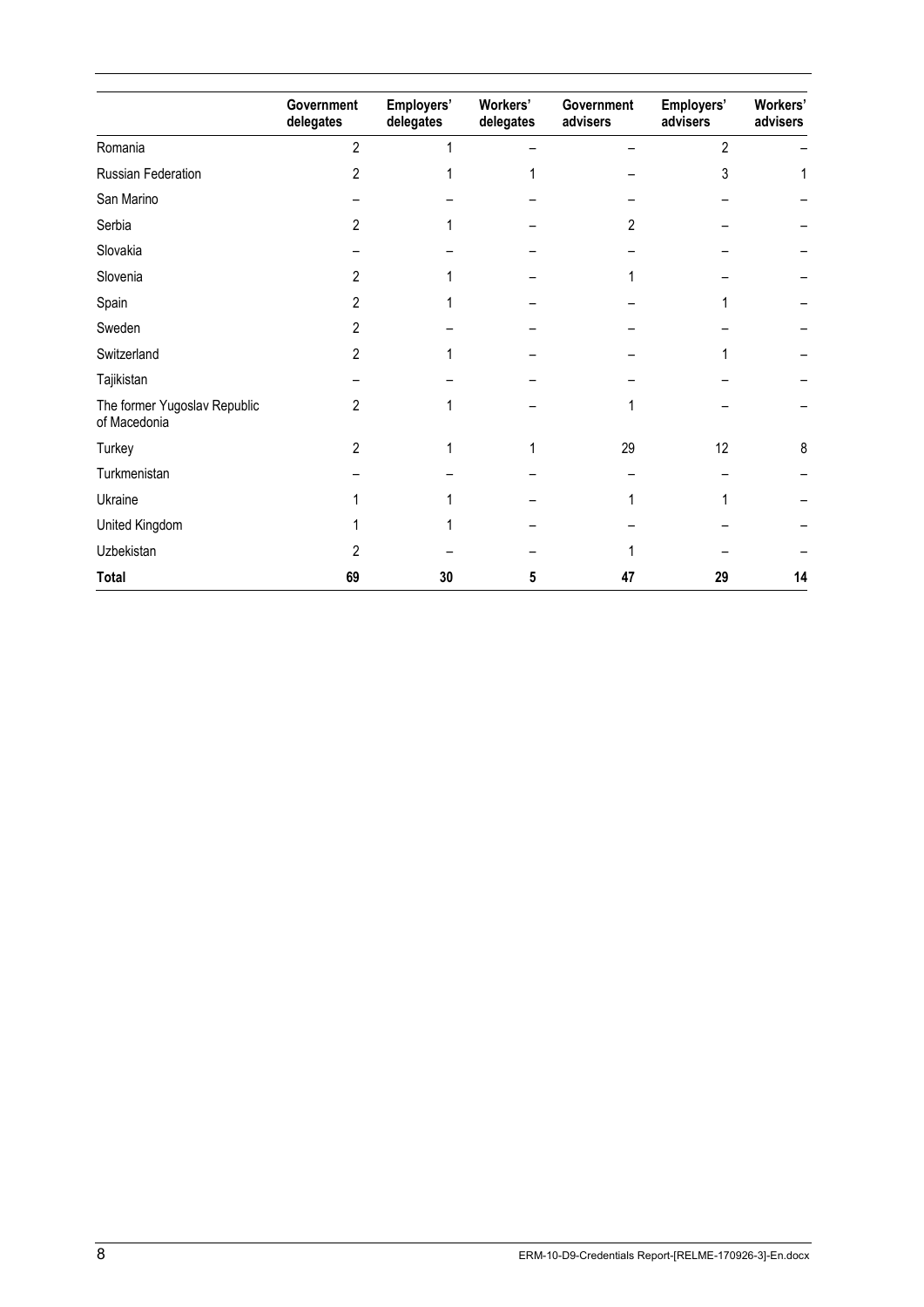| | Government delegates | Employers' delegates | Workers' delegates | Government advisers | Employers' advisers | Workers' advisers |
|---|---|---|---|---|---|---|
| Romania | 2 | 1 | – | – | 2 | – |
| Russian Federation | 2 | 1 | 1 | – | 3 | 1 |
| San Marino | – | – | – | – | – | – |
| Serbia | 2 | 1 | – | 2 | – | – |
| Slovakia | – | – | – | – | – | – |
| Slovenia | 2 | 1 | – | 1 | – | – |
| Spain | 2 | 1 | – | – | 1 | – |
| Sweden | 2 | – | – | – | – | – |
| Switzerland | 2 | 1 | – | – | 1 | – |
| Tajikistan | – | – | – | – | – | – |
| The former Yugoslav Republic of Macedonia | 2 | 1 | – | 1 | – | – |
| Turkey | 2 | 1 | 1 | 29 | 12 | 8 |
| Turkmenistan | – | – | – | – | – | – |
| Ukraine | 1 | 1 | – | 1 | 1 | – |
| United Kingdom | 1 | 1 | – | – | – | – |
| Uzbekistan | 2 | – | – | 1 | – | – |
| **Total** | **69** | **30** | **5** | **47** | **29** | **14** |